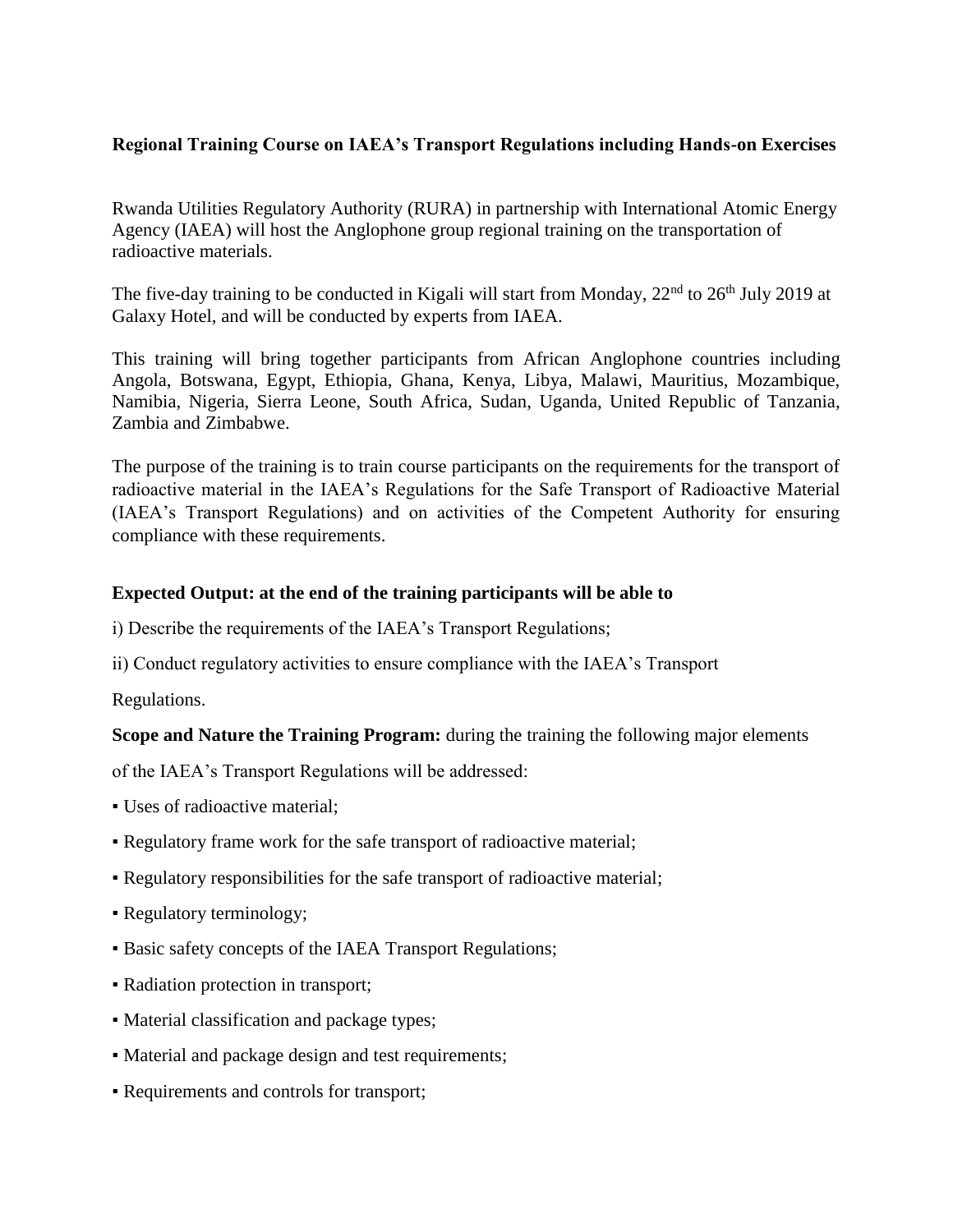**Regional Training Course on IAEA's Transport Regulations including Hands-on Exercises**

Rwanda Utilities Regulatory Authority (RURA) in partnership with International Atomic Energy Agency (IAEA) will host the Anglophone group regional training on the transportation of radioactive materials.

The five-day training to be conducted in Kigali will start from Monday, 22nd to 26th July 2019 at Galaxy Hotel, and will be conducted by experts from IAEA.

This training will bring together participants from African Anglophone countries including Angola, Botswana, Egypt, Ethiopia, Ghana, Kenya, Libya, Malawi, Mauritius, Mozambique, Namibia, Nigeria, Sierra Leone, South Africa, Sudan, Uganda, United Republic of Tanzania, Zambia and Zimbabwe.

The purpose of the training is to train course participants on the requirements for the transport of radioactive material in the IAEA's Regulations for the Safe Transport of Radioactive Material (IAEA's Transport Regulations) and on activities of the Competent Authority for ensuring compliance with these requirements.

**Expected Output: at the end of the training participants will be able to**

i) Describe the requirements of the IAEA's Transport Regulations;

ii) Conduct regulatory activities to ensure compliance with the IAEA's Transport Regulations.

**Scope and Nature the Training Program:** during the training the following major elements of the IAEA's Transport Regulations will be addressed:

- Uses of radioactive material;
- Regulatory frame work for the safe transport of radioactive material;
- Regulatory responsibilities for the safe transport of radioactive material;
- Regulatory terminology;
- Basic safety concepts of the IAEA Transport Regulations;
- Radiation protection in transport;
- Material classification and package types;
- Material and package design and test requirements;
- Requirements and controls for transport;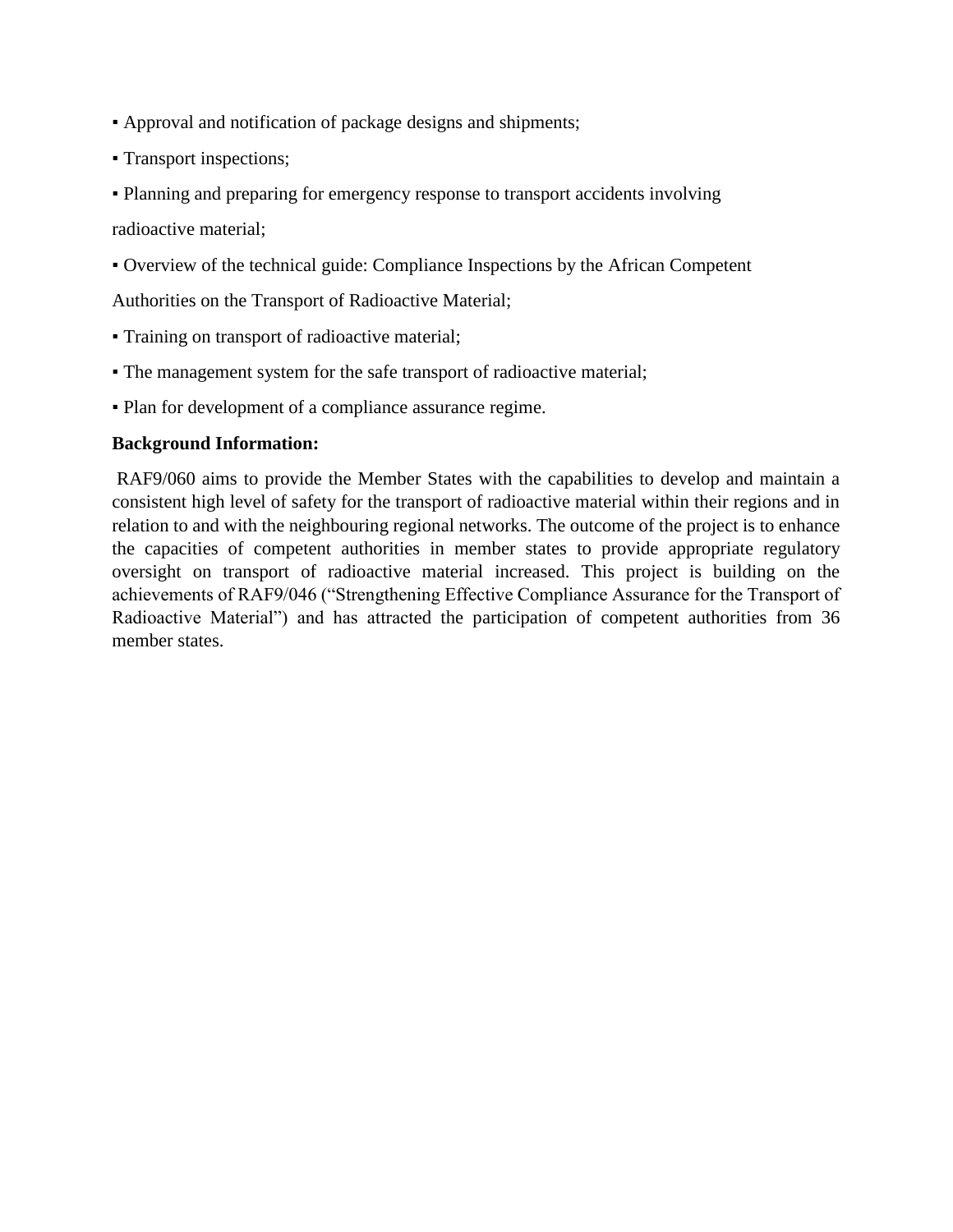- Approval and notification of package designs and shipments;
- Transport inspections;
- Planning and preparing for emergency response to transport accidents involving radioactive material;
- Overview of the technical guide: Compliance Inspections by the African Competent Authorities on the Transport of Radioactive Material;
- Training on transport of radioactive material;
- The management system for the safe transport of radioactive material;
- Plan for development of a compliance assurance regime.

**Background Information:**

RAF9/060 aims to provide the Member States with the capabilities to develop and maintain a consistent high level of safety for the transport of radioactive material within their regions and in relation to and with the neighbouring regional networks. The outcome of the project is to enhance the capacities of competent authorities in member states to provide appropriate regulatory oversight on transport of radioactive material increased. This project is building on the achievements of RAF9/046 ("Strengthening Effective Compliance Assurance for the Transport of Radioactive Material") and has attracted the participation of competent authorities from 36 member states.